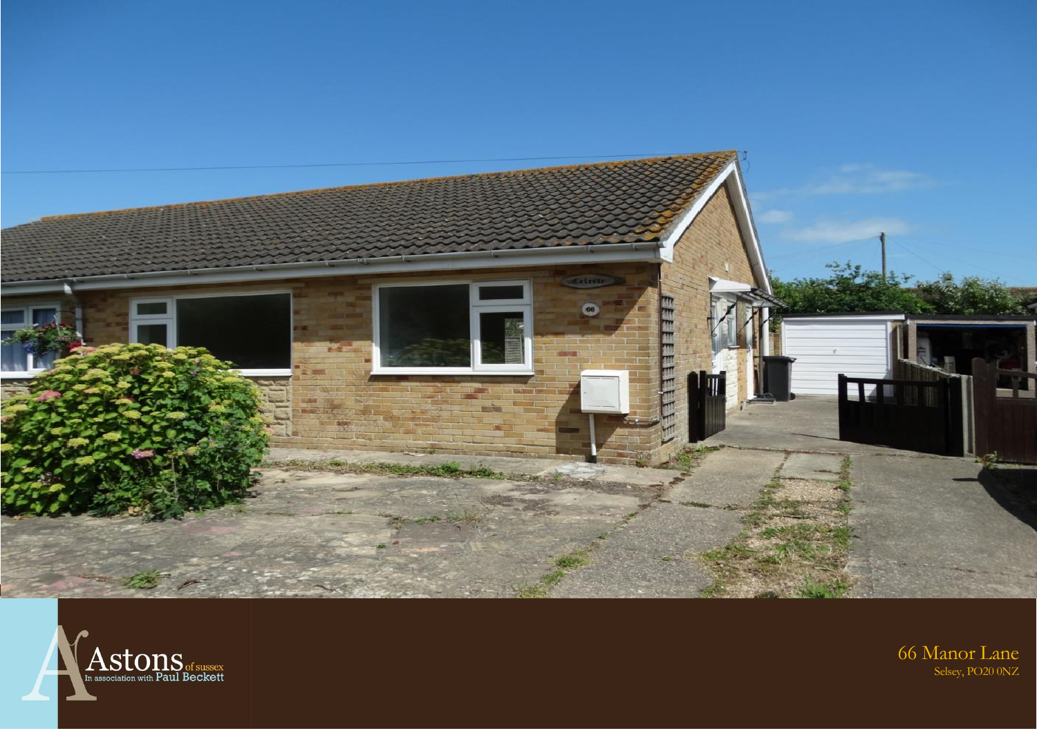Astons of sussex
In association with Paul Beckett

66 Manor Lane
Selsey, PO20 0NZ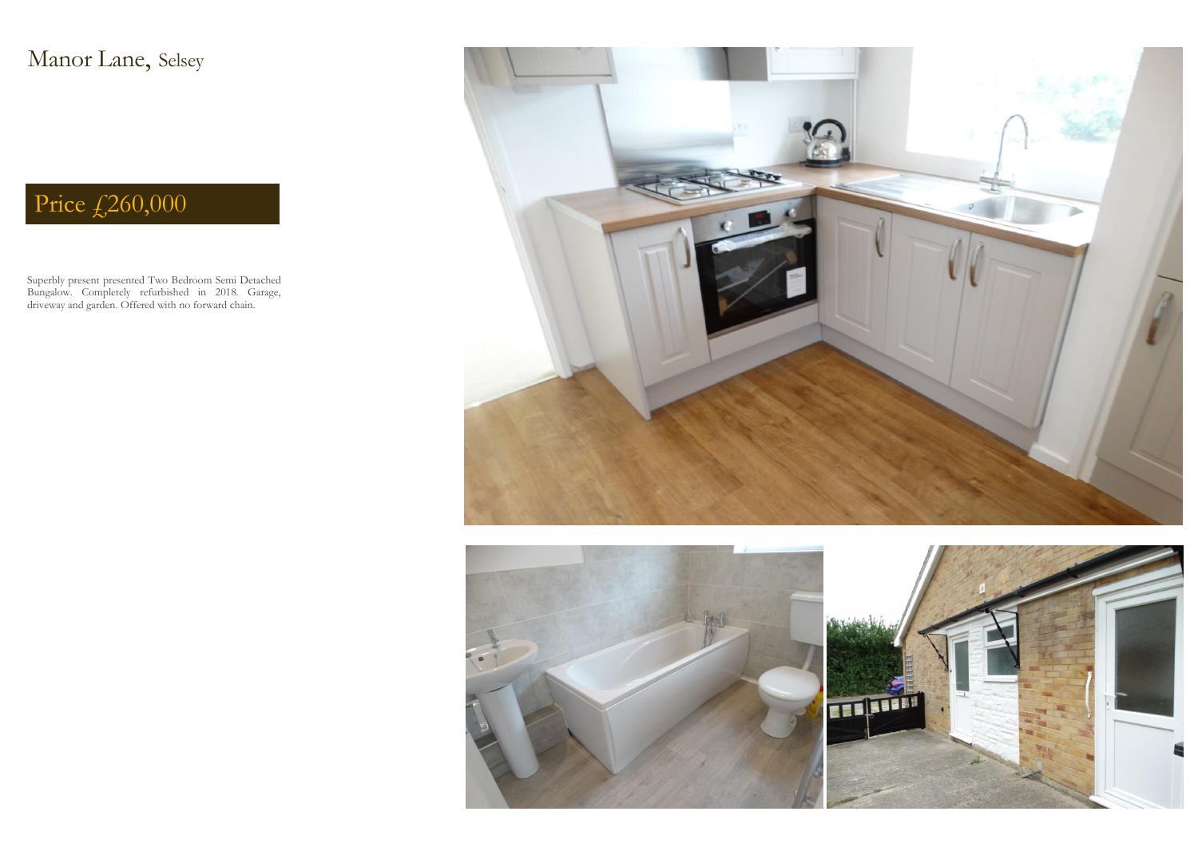# Manor Lane, Selsey

## Price £260,000

Superbly present presented Two Bedroom Semi Detached Bungalow. Completely refurbished in 2018. Garage, driveway and garden. Offered with no forward chain.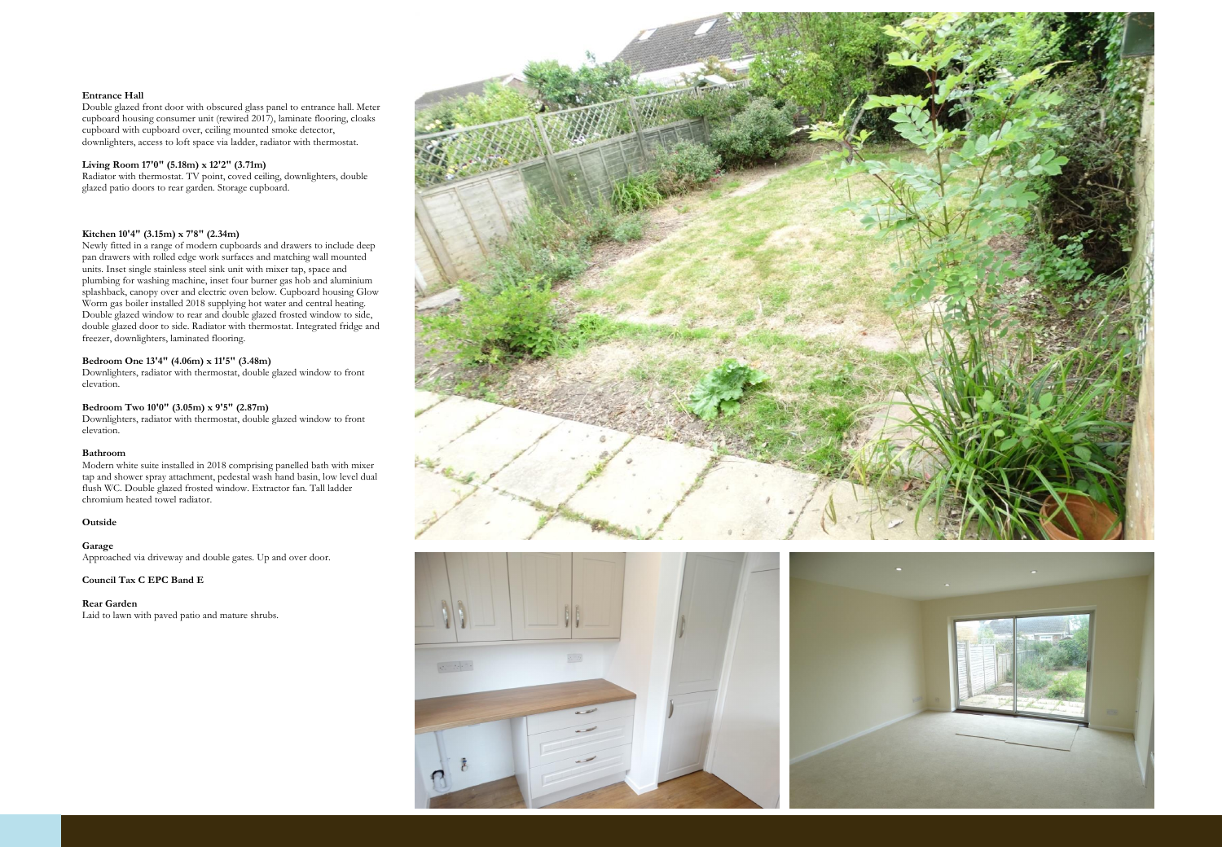**Entrance Hall**

Double glazed front door with obscured glass panel to entrance hall. Meter cupboard housing consumer unit (rewired 2017), laminate flooring, cloaks cupboard with cupboard over, ceiling mounted smoke detector, downlighters, access to loft space via ladder, radiator with thermostat.

**Living Room 17'0" (5.18m) x 12'2" (3.71m)**

Radiator with thermostat. TV point, coved ceiling, downlighters, double glazed patio doors to rear garden. Storage cupboard.

**Kitchen 10'4" (3.15m) x 7'8" (2.34m)**

Newly fitted in a range of modern cupboards and drawers to include deep pan drawers with rolled edge work surfaces and matching wall mounted units. Inset single stainless steel sink unit with mixer tap, space and plumbing for washing machine, inset four burner gas hob and aluminium splashback, canopy over and electric oven below. Cupboard housing Glow Worm gas boiler installed 2018 supplying hot water and central heating. Double glazed window to rear and double glazed frosted window to side, double glazed door to side. Radiator with thermostat. Integrated fridge and freezer, downlighters, laminated flooring.

**Bedroom One 13'4" (4.06m) x 11'5" (3.48m)**

Downlighters, radiator with thermostat, double glazed window to front elevation.

**Bedroom Two 10'0" (3.05m) x 9'5" (2.87m)**

Downlighters, radiator with thermostat, double glazed window to front elevation.

**Bathroom**

Modern white suite installed in 2018 comprising panelled bath with mixer tap and shower spray attachment, pedestal wash hand basin, low level dual flush WC. Double glazed frosted window. Extractor fan. Tall ladder chromium heated towel radiator.

**Outside**

**Garage**

Approached via driveway and double gates. Up and over door.

**Council Tax C EPC Band E**

**Rear Garden**

Laid to lawn with paved patio and mature shrubs.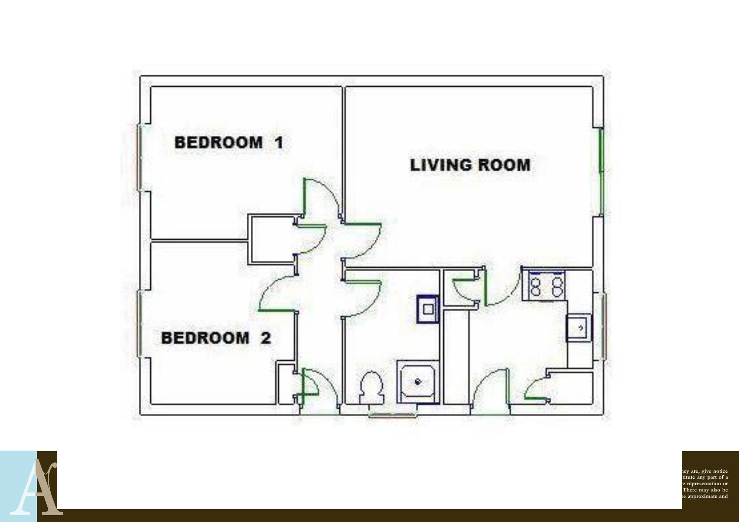BEDROOM 1

LIVING ROOM

BEDROOM 2

hey are, give notice
titute any part of a
e representation or
There may also be
e approximate and